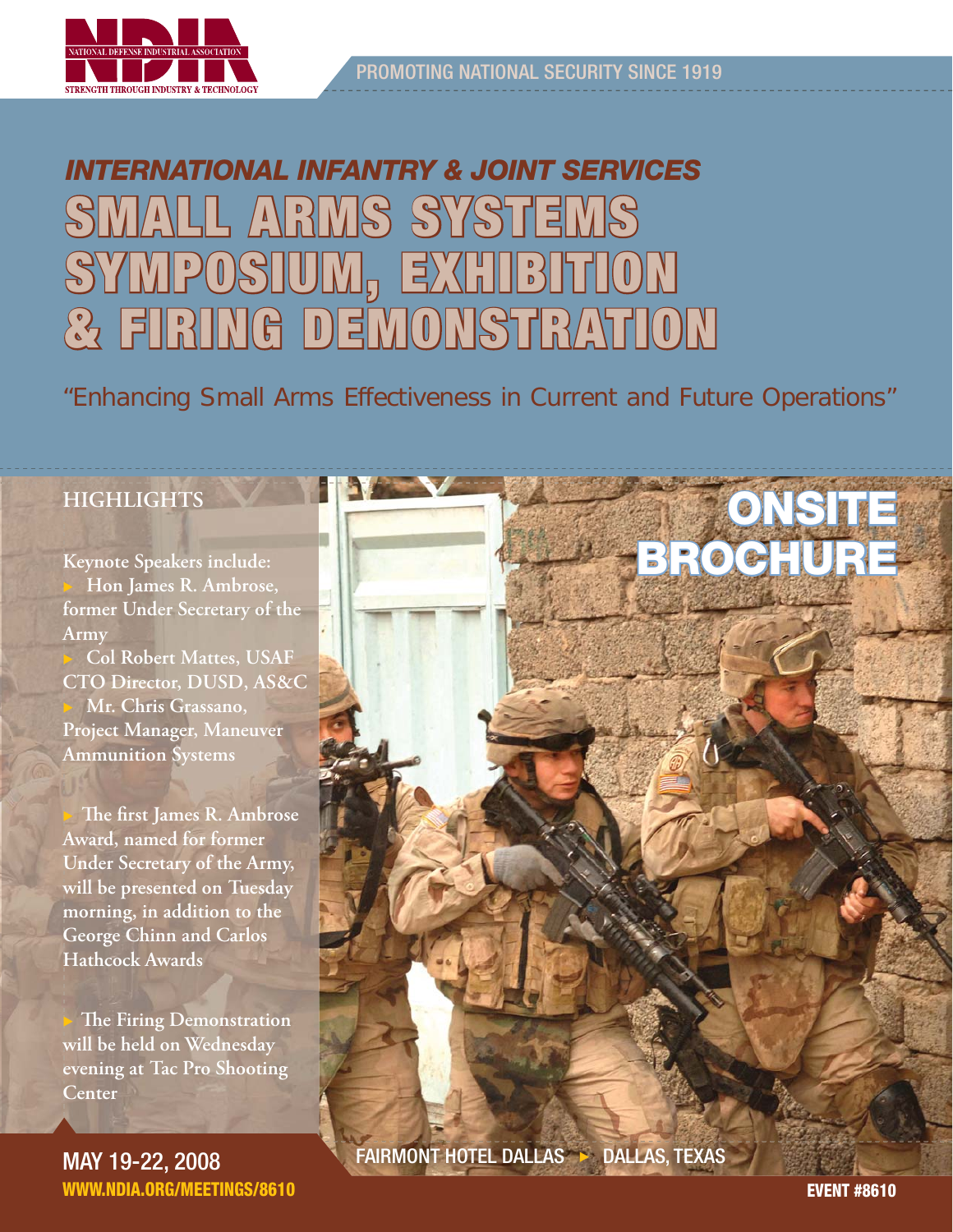NDIA
NATIONAL DEFENSE INDUSTRIAL ASSOCIATION
STRENGTH THROUGH INDUSTRY & TECHNOLOGY

PROMOTING NATIONAL SECURITY SINCE 1919

## *INTERNATIONAL INFANTRY & JOINT SERVICES*

# SMALL ARMS SYSTEMS SYMPOSIUM, EXHIBITION & FIRING DEMONSTRATION

"Enhancing Small Arms Effectiveness in Current and Future Operations"

## ONSITE BROCHURE

### HIGHLIGHTS

Keynote Speakers include:

- Hon James R. Ambrose, former Under Secretary of the Army
- Col Robert Mattes, USAF CTO Director, DUSD, AS&C
- Mr. Chris Grassano, Project Manager, Maneuver Ammunition Systems

- The first James R. Ambrose Award, named for former Under Secretary of the Army, will be presented on Tuesday morning, in addition to the George Chinn and Carlos Hathcock Awards

- The Firing Demonstration will be held on Wednesday evening at Tac Pro Shooting Center

MAY 19-22, 2008

WWW.NDIA.ORG/MEETINGS/8610

FAIRMONT HOTEL DALLAS ▸ DALLAS, TEXAS

EVENT #8610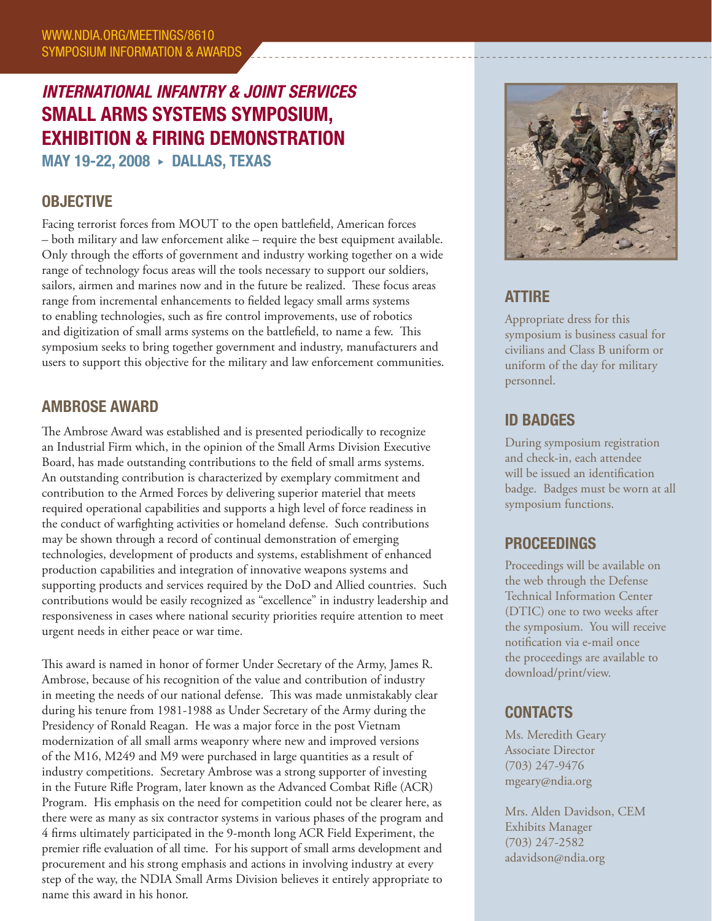WWW.NDIA.ORG/MEETINGS/8610
SYMPOSIUM INFORMATION & AWARDS

# *INTERNATIONAL INFANTRY & JOINT SERVICES* SMALL ARMS SYSTEMS SYMPOSIUM, EXHIBITION & FIRING DEMONSTRATION

**MAY 19-22, 2008 ▸ DALLAS, TEXAS**

## OBJECTIVE

Facing terrorist forces from MOUT to the open battlefield, American forces – both military and law enforcement alike – require the best equipment available. Only through the efforts of government and industry working together on a wide range of technology focus areas will the tools necessary to support our soldiers, sailors, airmen and marines now and in the future be realized. These focus areas range from incremental enhancements to fielded legacy small arms systems to enabling technologies, such as fire control improvements, use of robotics and digitization of small arms systems on the battlefield, to name a few. This symposium seeks to bring together government and industry, manufacturers and users to support this objective for the military and law enforcement communities.

## AMBROSE AWARD

The Ambrose Award was established and is presented periodically to recognize an Industrial Firm which, in the opinion of the Small Arms Division Executive Board, has made outstanding contributions to the field of small arms systems. An outstanding contribution is characterized by exemplary commitment and contribution to the Armed Forces by delivering superior materiel that meets required operational capabilities and supports a high level of force readiness in the conduct of warfighting activities or homeland defense. Such contributions may be shown through a record of continual demonstration of emerging technologies, development of products and systems, establishment of enhanced production capabilities and integration of innovative weapons systems and supporting products and services required by the DoD and Allied countries. Such contributions would be easily recognized as "excellence" in industry leadership and responsiveness in cases where national security priorities require attention to meet urgent needs in either peace or war time.

This award is named in honor of former Under Secretary of the Army, James R. Ambrose, because of his recognition of the value and contribution of industry in meeting the needs of our national defense. This was made unmistakably clear during his tenure from 1981-1988 as Under Secretary of the Army during the Presidency of Ronald Reagan. He was a major force in the post Vietnam modernization of all small arms weaponry where new and improved versions of the M16, M249 and M9 were purchased in large quantities as a result of industry competitions. Secretary Ambrose was a strong supporter of investing in the Future Rifle Program, later known as the Advanced Combat Rifle (ACR) Program. His emphasis on the need for competition could not be clearer here, as there were as many as six contractor systems in various phases of the program and 4 firms ultimately participated in the 9-month long ACR Field Experiment, the premier rifle evaluation of all time. For his support of small arms development and procurement and his strong emphasis and actions in involving industry at every step of the way, the NDIA Small Arms Division believes it entirely appropriate to name this award in his honor.

## ATTIRE

Appropriate dress for this symposium is business casual for civilians and Class B uniform or uniform of the day for military personnel.

## ID BADGES

During symposium registration and check-in, each attendee will be issued an identification badge. Badges must be worn at all symposium functions.

## PROCEEDINGS

Proceedings will be available on the web through the Defense Technical Information Center (DTIC) one to two weeks after the symposium. You will receive notification via e-mail once the proceedings are available to download/print/view.

## CONTACTS

Ms. Meredith Geary
Associate Director
(703) 247-9476
mgeary@ndia.org

Mrs. Alden Davidson, CEM
Exhibits Manager
(703) 247-2582
adavidson@ndia.org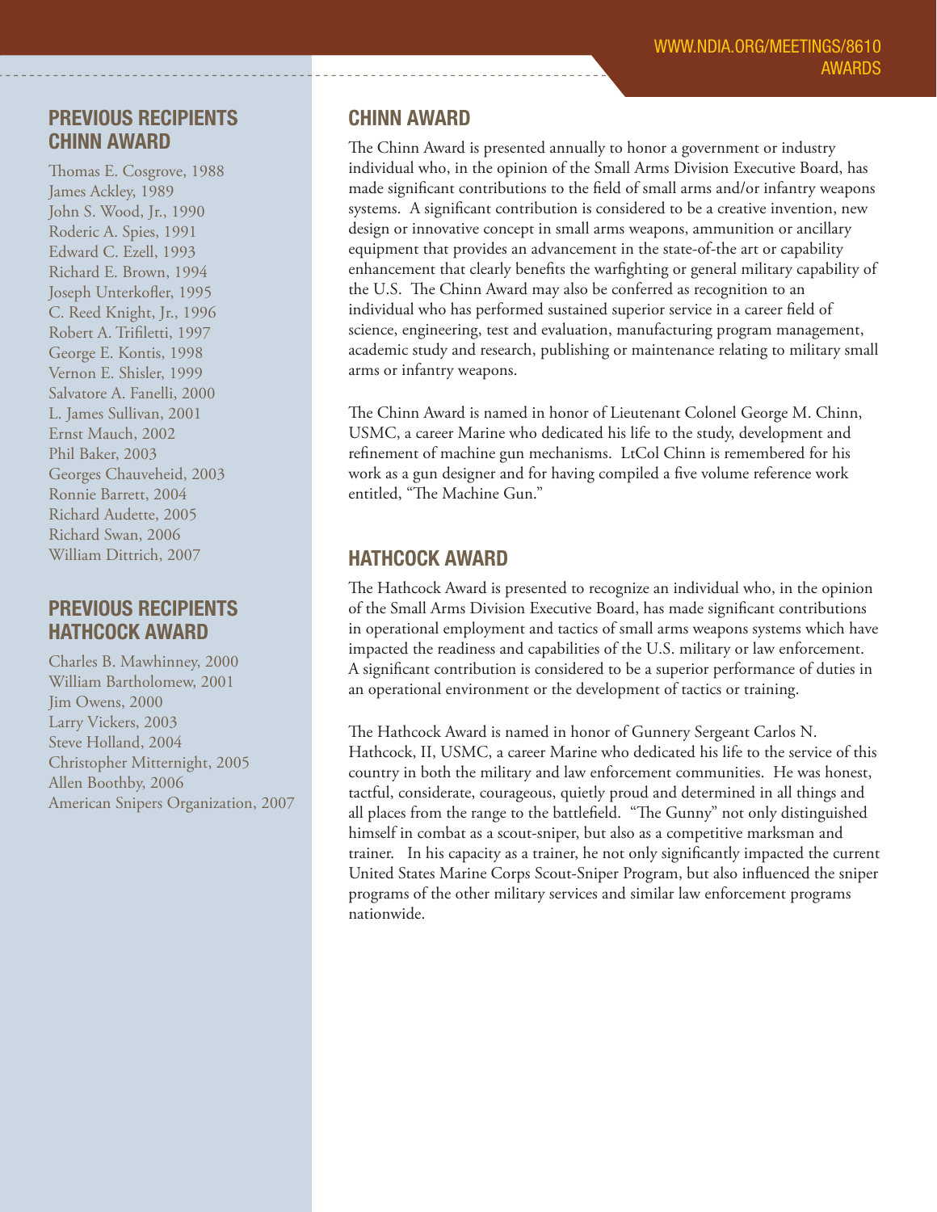## PREVIOUS RECIPIENTS CHINN AWARD

Thomas E. Cosgrove, 1988
James Ackley, 1989
John S. Wood, Jr., 1990
Roderic A. Spies, 1991
Edward C. Ezell, 1993
Richard E. Brown, 1994
Joseph Unterkofler, 1995
C. Reed Knight, Jr., 1996
Robert A. Trifiletti, 1997
George E. Kontis, 1998
Vernon E. Shisler, 1999
Salvatore A. Fanelli, 2000
L. James Sullivan, 2001
Ernst Mauch, 2002
Phil Baker, 2003
Georges Chauveheid, 2003
Ronnie Barrett, 2004
Richard Audette, 2005
Richard Swan, 2006
William Dittrich, 2007

## PREVIOUS RECIPIENTS HATHCOCK AWARD

Charles B. Mawhinney, 2000
William Bartholomew, 2001
Jim Owens, 2000
Larry Vickers, 2003
Steve Holland, 2004
Christopher Mitternight, 2005
Allen Boothby, 2006
American Snipers Organization, 2007

## CHINN AWARD

The Chinn Award is presented annually to honor a government or industry individual who, in the opinion of the Small Arms Division Executive Board, has made significant contributions to the field of small arms and/or infantry weapons systems. A significant contribution is considered to be a creative invention, new design or innovative concept in small arms weapons, ammunition or ancillary equipment that provides an advancement in the state-of-the art or capability enhancement that clearly benefits the warfighting or general military capability of the U.S. The Chinn Award may also be conferred as recognition to an individual who has performed sustained superior service in a career field of science, engineering, test and evaluation, manufacturing program management, academic study and research, publishing or maintenance relating to military small arms or infantry weapons.

The Chinn Award is named in honor of Lieutenant Colonel George M. Chinn, USMC, a career Marine who dedicated his life to the study, development and refinement of machine gun mechanisms. LtCol Chinn is remembered for his work as a gun designer and for having compiled a five volume reference work entitled, "The Machine Gun."

## HATHCOCK AWARD

The Hathcock Award is presented to recognize an individual who, in the opinion of the Small Arms Division Executive Board, has made significant contributions in operational employment and tactics of small arms weapons systems which have impacted the readiness and capabilities of the U.S. military or law enforcement. A significant contribution is considered to be a superior performance of duties in an operational environment or the development of tactics or training.

The Hathcock Award is named in honor of Gunnery Sergeant Carlos N. Hathcock, II, USMC, a career Marine who dedicated his life to the service of this country in both the military and law enforcement communities. He was honest, tactful, considerate, courageous, quietly proud and determined in all things and all places from the range to the battlefield. "The Gunny" not only distinguished himself in combat as a scout-sniper, but also as a competitive marksman and trainer. In his capacity as a trainer, he not only significantly impacted the current United States Marine Corps Scout-Sniper Program, but also influenced the sniper programs of the other military services and similar law enforcement programs nationwide.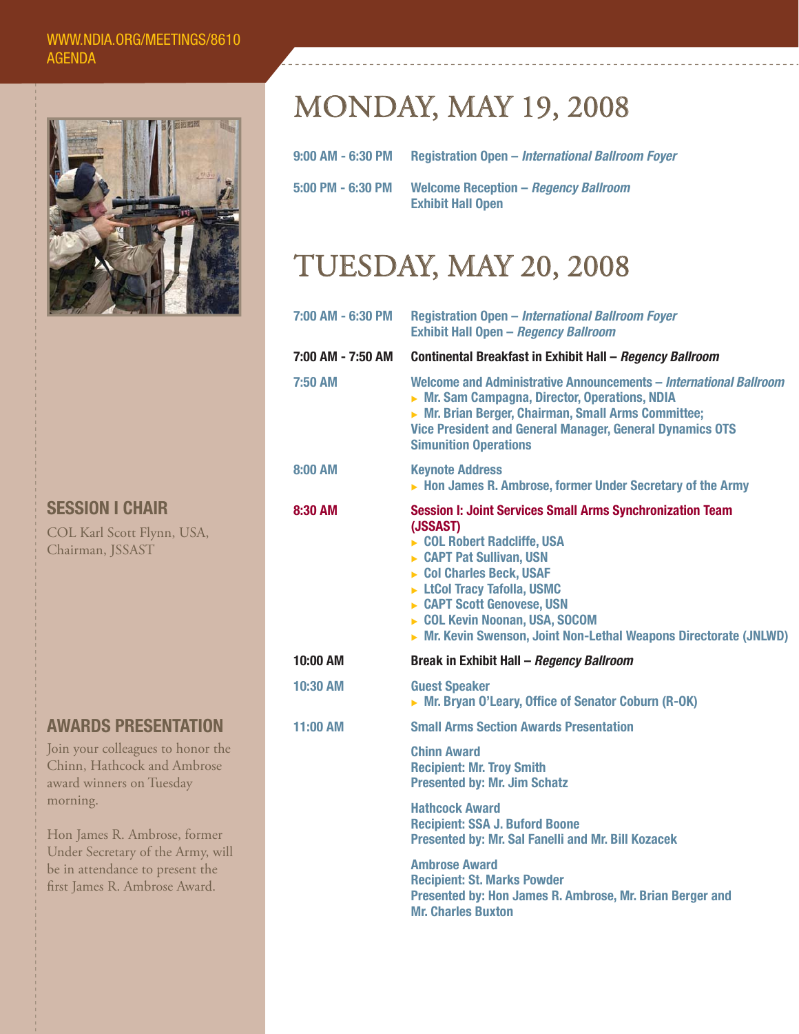WWW.NDIA.ORG/MEETINGS/8610
AGENDA

## SESSION I CHAIR

COL Karl Scott Flynn, USA, Chairman, JSSAST

## AWARDS PRESENTATION

Join your colleagues to honor the Chinn, Hathcock and Ambrose award winners on Tuesday morning.

Hon James R. Ambrose, former Under Secretary of the Army, will be in attendance to present the first James R. Ambrose Award.

# MONDAY, MAY 19, 2008

**9:00 AM - 6:30 PM** — **Registration Open – *International Ballroom Foyer***

**5:00 PM - 6:30 PM** — **Welcome Reception – *Regency Ballroom***
**Exhibit Hall Open**

# TUESDAY, MAY 20, 2008

**7:00 AM - 6:30 PM** — **Registration Open – *International Ballroom Foyer***
**Exhibit Hall Open – *Regency Ballroom***

**7:00 AM - 7:50 AM** — **Continental Breakfast in Exhibit Hall – *Regency Ballroom***

**7:50 AM** — **Welcome and Administrative Announcements – *International Ballroom***
- Mr. Sam Campagna, Director, Operations, NDIA
- Mr. Brian Berger, Chairman, Small Arms Committee; Vice President and General Manager, General Dynamics OTS Simunition Operations

**8:00 AM** — **Keynote Address**
- Hon James R. Ambrose, former Under Secretary of the Army

**8:30 AM** — **Session I: Joint Services Small Arms Synchronization Team (JSSAST)**
- COL Robert Radcliffe, USA
- CAPT Pat Sullivan, USN
- Col Charles Beck, USAF
- LtCol Tracy Tafolla, USMC
- CAPT Scott Genovese, USN
- COL Kevin Noonan, USA, SOCOM
- Mr. Kevin Swenson, Joint Non-Lethal Weapons Directorate (JNLWD)

**10:00 AM** — **Break in Exhibit Hall – *Regency Ballroom***

**10:30 AM** — **Guest Speaker**
- Mr. Bryan O'Leary, Office of Senator Coburn (R-OK)

**11:00 AM** — **Small Arms Section Awards Presentation**

**Chinn Award**
**Recipient: Mr. Troy Smith**
**Presented by: Mr. Jim Schatz**

**Hathcock Award**
**Recipient: SSA J. Buford Boone**
**Presented by: Mr. Sal Fanelli and Mr. Bill Kozacek**

**Ambrose Award**
**Recipient: St. Marks Powder**
**Presented by: Hon James R. Ambrose, Mr. Brian Berger and Mr. Charles Buxton**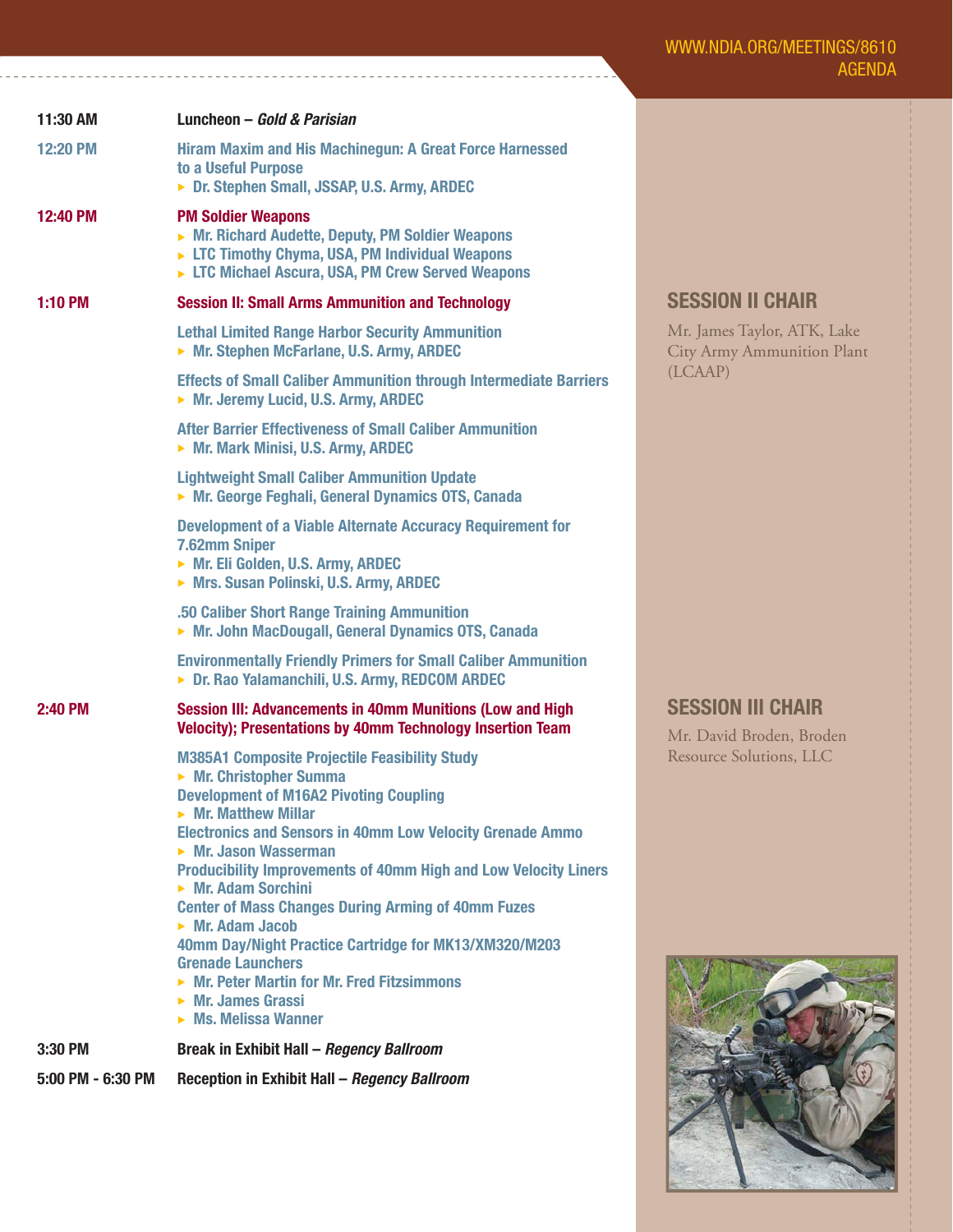| | |
|---|---|
| **11:30 AM** | **Luncheon –** ***Gold & Parisian*** |
| **12:20 PM** | **Hiram Maxim and His Machinegun: A Great Force Harnessed to a Useful Purpose**<br>► Dr. Stephen Small, JSSAP, U.S. Army, ARDEC |
| **12:40 PM** | **PM Soldier Weapons**<br>► Mr. Richard Audette, Deputy, PM Soldier Weapons<br>► LTC Timothy Chyma, USA, PM Individual Weapons<br>► LTC Michael Ascura, USA, PM Crew Served Weapons |
| **1:10 PM** | **Session II: Small Arms Ammunition and Technology** |
| | **Lethal Limited Range Harbor Security Ammunition**<br>► Mr. Stephen McFarlane, U.S. Army, ARDEC |
| | **Effects of Small Caliber Ammunition through Intermediate Barriers**<br>► Mr. Jeremy Lucid, U.S. Army, ARDEC |
| | **After Barrier Effectiveness of Small Caliber Ammunition**<br>► Mr. Mark Minisi, U.S. Army, ARDEC |
| | **Lightweight Small Caliber Ammunition Update**<br>► Mr. George Feghali, General Dynamics OTS, Canada |
| | **Development of a Viable Alternate Accuracy Requirement for 7.62mm Sniper**<br>► Mr. Eli Golden, U.S. Army, ARDEC<br>► Mrs. Susan Polinski, U.S. Army, ARDEC |
| | **.50 Caliber Short Range Training Ammunition**<br>► Mr. John MacDougall, General Dynamics OTS, Canada |
| | **Environmentally Friendly Primers for Small Caliber Ammunition**<br>► Dr. Rao Yalamanchili, U.S. Army, REDCOM ARDEC |
| **2:40 PM** | **Session III: Advancements in 40mm Munitions (Low and High Velocity); Presentations by 40mm Technology Insertion Team** |
| | **M385A1 Composite Projectile Feasibility Study**<br>► Mr. Christopher Summa<br>**Development of M16A2 Pivoting Coupling**<br>► Mr. Matthew Millar<br>**Electronics and Sensors in 40mm Low Velocity Grenade Ammo**<br>► Mr. Jason Wasserman<br>**Producibility Improvements of 40mm High and Low Velocity Liners**<br>► Mr. Adam Sorchini<br>**Center of Mass Changes During Arming of 40mm Fuzes**<br>► Mr. Adam Jacob<br>**40mm Day/Night Practice Cartridge for MK13/XM320/M203 Grenade Launchers**<br>► Mr. Peter Martin for Mr. Fred Fitzsimmons<br>► Mr. James Grassi<br>► Ms. Melissa Wanner |
| **3:30 PM** | **Break in Exhibit Hall –** ***Regency Ballroom*** |
| **5:00 PM - 6:30 PM** | **Reception in Exhibit Hall –** ***Regency Ballroom*** |

## SESSION II CHAIR

Mr. James Taylor, ATK, Lake City Army Ammunition Plant (LCAAP)

## SESSION III CHAIR

Mr. David Broden, Broden Resource Solutions, LLC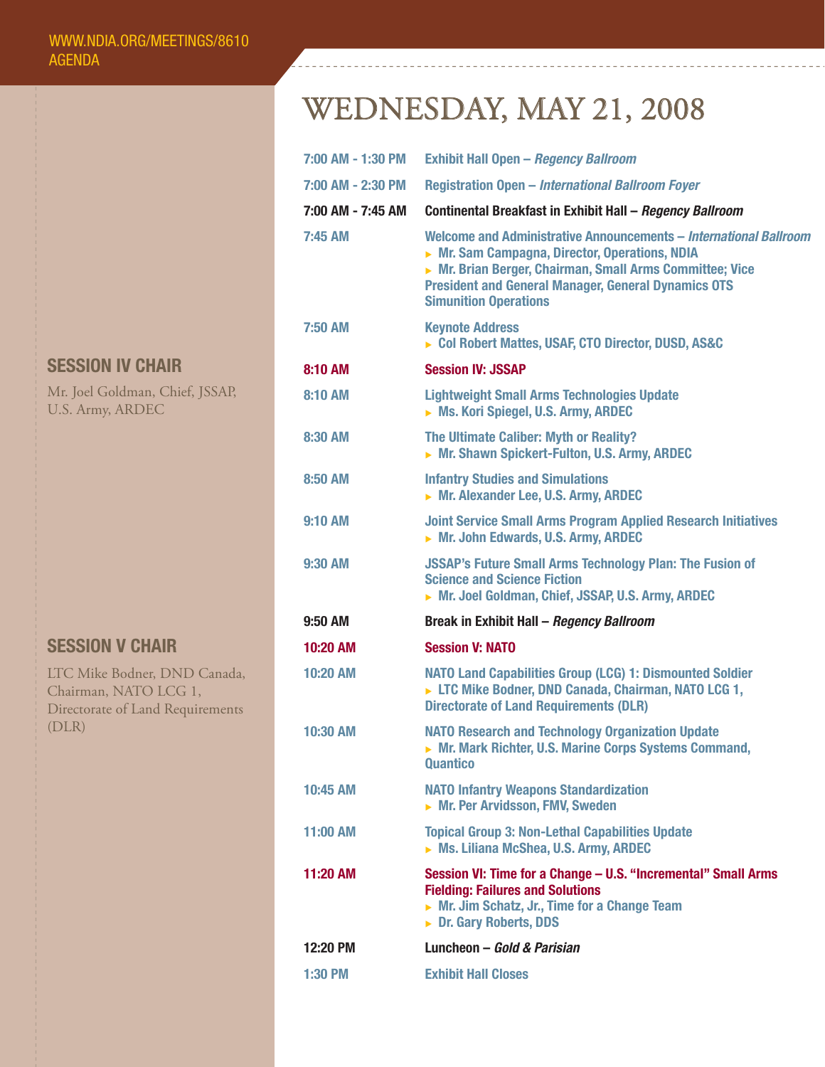# WEDNESDAY, MAY 21, 2008

| | |
|---|---|
| 7:00 AM - 1:30 PM | **Exhibit Hall Open –** ***Regency Ballroom*** |
| 7:00 AM - 2:30 PM | **Registration Open –** ***International Ballroom Foyer*** |
| 7:00 AM - 7:45 AM | **Continental Breakfast in Exhibit Hall –** ***Regency Ballroom*** |
| 7:45 AM | **Welcome and Administrative Announcements –** ***International Ballroom*** <br> ► Mr. Sam Campagna, Director, Operations, NDIA <br> ► Mr. Brian Berger, Chairman, Small Arms Committee; Vice President and General Manager, General Dynamics OTS Simunition Operations |
| 7:50 AM | **Keynote Address** <br> ► Col Robert Mattes, USAF, CTO Director, DUSD, AS&C |
| 8:10 AM | **Session IV: JSSAP** |
| 8:10 AM | **Lightweight Small Arms Technologies Update** <br> ► Ms. Kori Spiegel, U.S. Army, ARDEC |
| 8:30 AM | **The Ultimate Caliber: Myth or Reality?** <br> ► Mr. Shawn Spickert-Fulton, U.S. Army, ARDEC |
| 8:50 AM | **Infantry Studies and Simulations** <br> ► Mr. Alexander Lee, U.S. Army, ARDEC |
| 9:10 AM | **Joint Service Small Arms Program Applied Research Initiatives** <br> ► Mr. John Edwards, U.S. Army, ARDEC |
| 9:30 AM | **JSSAP's Future Small Arms Technology Plan: The Fusion of Science and Science Fiction** <br> ► Mr. Joel Goldman, Chief, JSSAP, U.S. Army, ARDEC |
| 9:50 AM | **Break in Exhibit Hall –** ***Regency Ballroom*** |
| 10:20 AM | **Session V: NATO** |
| 10:20 AM | **NATO Land Capabilities Group (LCG) 1: Dismounted Soldier** <br> ► LTC Mike Bodner, DND Canada, Chairman, NATO LCG 1, Directorate of Land Requirements (DLR) |
| 10:30 AM | **NATO Research and Technology Organization Update** <br> ► Mr. Mark Richter, U.S. Marine Corps Systems Command, Quantico |
| 10:45 AM | **NATO Infantry Weapons Standardization** <br> ► Mr. Per Arvidsson, FMV, Sweden |
| 11:00 AM | **Topical Group 3: Non-Lethal Capabilities Update** <br> ► Ms. Liliana McShea, U.S. Army, ARDEC |
| 11:20 AM | **Session VI: Time for a Change – U.S. "Incremental" Small Arms Fielding: Failures and Solutions** <br> ► Mr. Jim Schatz, Jr., Time for a Change Team <br> ► Dr. Gary Roberts, DDS |
| 12:20 PM | **Luncheon –** ***Gold & Parisian*** |
| 1:30 PM | **Exhibit Hall Closes** |

## SESSION IV CHAIR

Mr. Joel Goldman, Chief, JSSAP, U.S. Army, ARDEC

## SESSION V CHAIR

LTC Mike Bodner, DND Canada, Chairman, NATO LCG 1, Directorate of Land Requirements (DLR)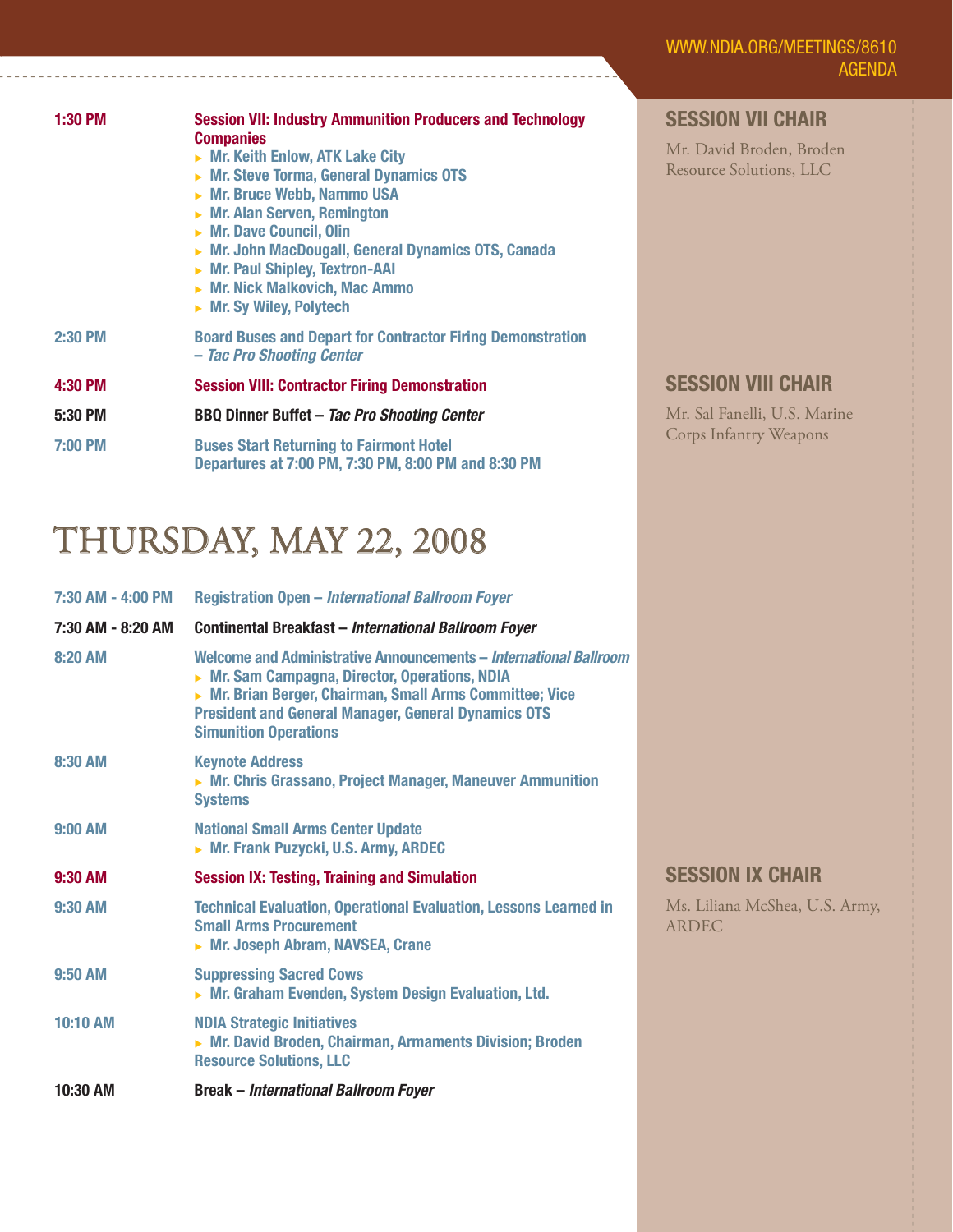**1:30 PM** — **Session VII: Industry Ammunition Producers and Technology Companies**

- Mr. Keith Enlow, ATK Lake City
- Mr. Steve Torma, General Dynamics OTS
- Mr. Bruce Webb, Nammo USA
- Mr. Alan Serven, Remington
- Mr. Dave Council, Olin
- Mr. John MacDougall, General Dynamics OTS, Canada
- Mr. Paul Shipley, Textron-AAI
- Mr. Nick Malkovich, Mac Ammo
- Mr. Sy Wiley, Polytech

**SESSION VII CHAIR**

Mr. David Broden, Broden Resource Solutions, LLC

**2:30 PM** — Board Buses and Depart for Contractor Firing Demonstration – *Tac Pro Shooting Center*

**4:30 PM** — **Session VIII: Contractor Firing Demonstration**

**SESSION VIII CHAIR**

Mr. Sal Fanelli, U.S. Marine Corps Infantry Weapons

**5:30 PM** — BBQ Dinner Buffet – *Tac Pro Shooting Center*

**7:00 PM** — Buses Start Returning to Fairmont Hotel
Departures at 7:00 PM, 7:30 PM, 8:00 PM and 8:30 PM

# THURSDAY, MAY 22, 2008

**7:30 AM - 4:00 PM** — Registration Open – *International Ballroom Foyer*

**7:30 AM - 8:20 AM** — Continental Breakfast – *International Ballroom Foyer*

**8:20 AM** — Welcome and Administrative Announcements – *International Ballroom*

- Mr. Sam Campagna, Director, Operations, NDIA
- Mr. Brian Berger, Chairman, Small Arms Committee; Vice President and General Manager, General Dynamics OTS Simunition Operations

**8:30 AM** — Keynote Address

- Mr. Chris Grassano, Project Manager, Maneuver Ammunition Systems

**9:00 AM** — National Small Arms Center Update

- Mr. Frank Puzycki, U.S. Army, ARDEC

**9:30 AM** — **Session IX: Testing, Training and Simulation**

**SESSION IX CHAIR**

Ms. Liliana McShea, U.S. Army, ARDEC

**9:30 AM** — Technical Evaluation, Operational Evaluation, Lessons Learned in Small Arms Procurement

- Mr. Joseph Abram, NAVSEA, Crane

**9:50 AM** — Suppressing Sacred Cows

- Mr. Graham Evenden, System Design Evaluation, Ltd.

**10:10 AM** — NDIA Strategic Initiatives

- Mr. David Broden, Chairman, Armaments Division; Broden Resource Solutions, LLC

**10:30 AM** — Break – *International Ballroom Foyer*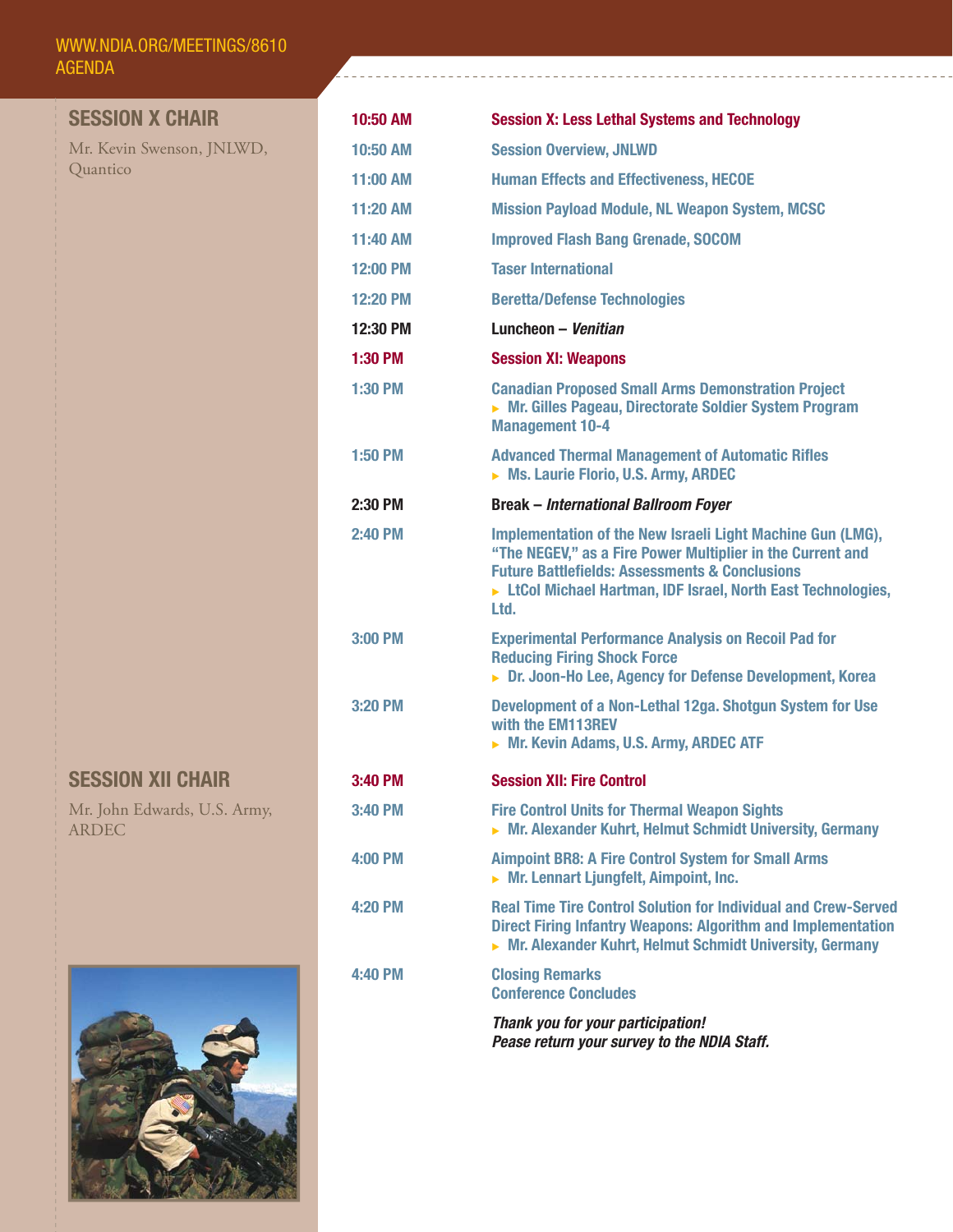## SESSION X CHAIR

Mr. Kevin Swenson, JNLWD, Quantico

## SESSION XII CHAIR

Mr. John Edwards, U.S. Army, ARDEC

| | |
|---|---|
| **10:50 AM** | **Session X: Less Lethal Systems and Technology** |
| **10:50 AM** | **Session Overview, JNLWD** |
| **11:00 AM** | **Human Effects and Effectiveness, HECOE** |
| **11:20 AM** | **Mission Payload Module, NL Weapon System, MCSC** |
| **11:40 AM** | **Improved Flash Bang Grenade, SOCOM** |
| **12:00 PM** | **Taser International** |
| **12:20 PM** | **Beretta/Defense Technologies** |
| **12:30 PM** | **Luncheon – *Venitian*** |
| **1:30 PM** | **Session XI: Weapons** |
| **1:30 PM** | **Canadian Proposed Small Arms Demonstration Project** ► Mr. Gilles Pageau, Directorate Soldier System Program Management 10-4 |
| **1:50 PM** | **Advanced Thermal Management of Automatic Rifles** ► Ms. Laurie Florio, U.S. Army, ARDEC |
| **2:30 PM** | **Break – *International Ballroom Foyer*** |
| **2:40 PM** | **Implementation of the New Israeli Light Machine Gun (LMG), "The NEGEV," as a Fire Power Multiplier in the Current and Future Battlefields: Assessments & Conclusions** ► LtCol Michael Hartman, IDF Israel, North East Technologies, Ltd. |
| **3:00 PM** | **Experimental Performance Analysis on Recoil Pad for Reducing Firing Shock Force** ► Dr. Joon-Ho Lee, Agency for Defense Development, Korea |
| **3:20 PM** | **Development of a Non-Lethal 12ga. Shotgun System for Use with the EM113REV** ► Mr. Kevin Adams, U.S. Army, ARDEC ATF |
| **3:40 PM** | **Session XII: Fire Control** |
| **3:40 PM** | **Fire Control Units for Thermal Weapon Sights** ► Mr. Alexander Kuhrt, Helmut Schmidt University, Germany |
| **4:00 PM** | **Aimpoint BR8: A Fire Control System for Small Arms** ► Mr. Lennart Ljungfelt, Aimpoint, Inc. |
| **4:20 PM** | **Real Time Tire Control Solution for Individual and Crew-Served Direct Firing Infantry Weapons: Algorithm and Implementation** ► Mr. Alexander Kuhrt, Helmut Schmidt University, Germany |
| **4:40 PM** | **Closing Remarks** **Conference Concludes** |

***Thank you for your participation!***
***Pease return your survey to the NDIA Staff.***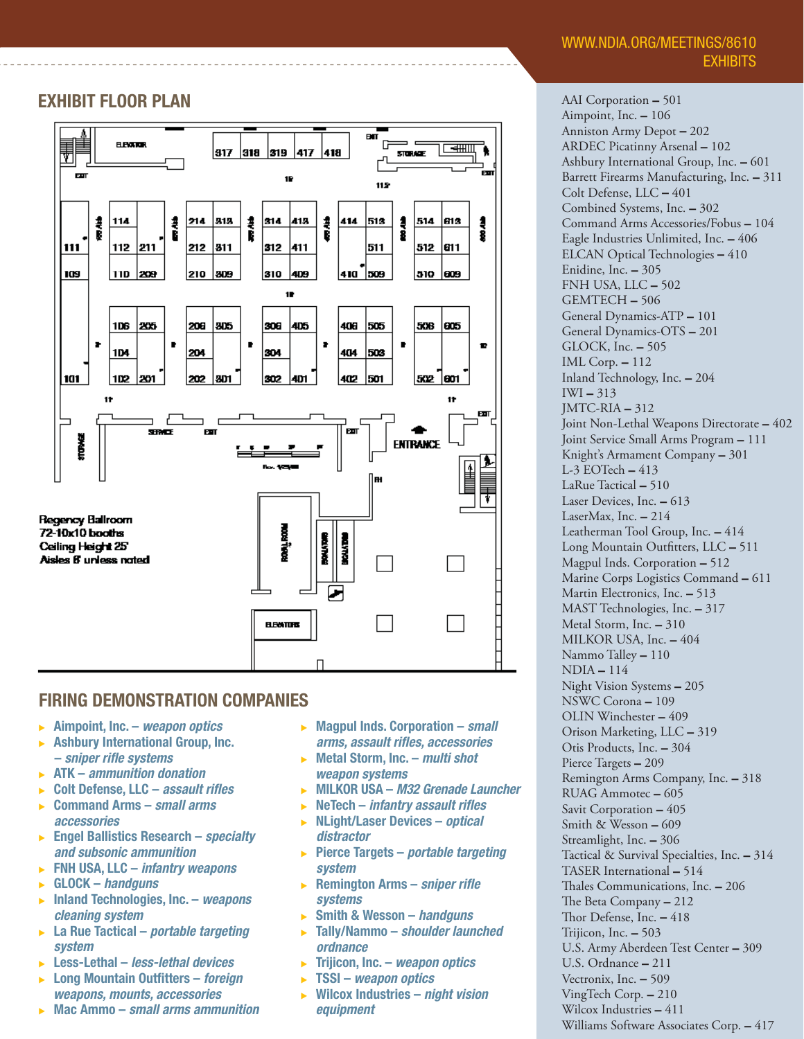## EXHIBIT FLOOR PLAN

Regency Ballroom
72-10x10 booths
Ceiling Height 25'
Aisles 8' unless noted

## FIRING DEMONSTRATION COMPANIES

- Aimpoint, Inc. – *weapon optics*
- Ashbury International Group, Inc. – *sniper rifle systems*
- ATK – *ammunition donation*
- Colt Defense, LLC – *assault rifles*
- Command Arms – *small arms accessories*
- Engel Ballistics Research – *specialty and subsonic ammunition*
- FNH USA, LLC – *infantry weapons*
- GLOCK – *handguns*
- Inland Technologies, Inc. – *weapons cleaning system*
- La Rue Tactical – *portable targeting system*
- Less-Lethal – *less-lethal devices*
- Long Mountain Outfitters – *foreign weapons, mounts, accessories*
- Mac Ammo – *small arms ammunition*
- Magpul Inds. Corporation – *small arms, assault rifles, accessories*
- Metal Storm, Inc. – *multi shot weapon systems*
- MILKOR USA – *M32 Grenade Launcher*
- NeTech – *infantry assault rifles*
- NLight/Laser Devices – *optical distractor*
- Pierce Targets – *portable targeting system*
- Remington Arms – *sniper rifle systems*
- Smith & Wesson – *handguns*
- Tally/Nammo – *shoulder launched ordnance*
- Trijicon, Inc. – *weapon optics*
- TSSI – *weapon optics*
- Wilcox Industries – *night vision equipment*

WWW.NDIA.ORG/MEETINGS/8610
EXHIBITS

AAI Corporation – 501
Aimpoint, Inc. – 106
Anniston Army Depot – 202
ARDEC Picatinny Arsenal – 102
Ashbury International Group, Inc. – 601
Barrett Firearms Manufacturing, Inc. – 311
Colt Defense, LLC – 401
Combined Systems, Inc. – 302
Command Arms Accessories/Fobus – 104
Eagle Industries Unlimited, Inc. – 406
ELCAN Optical Technologies – 410
Enidine, Inc. – 305
FNH USA, LLC – 502
GEMTECH – 506
General Dynamics-ATP – 101
General Dynamics-OTS – 201
GLOCK, Inc. – 505
IML Corp. – 112
Inland Technology, Inc. – 204
IWI – 313
JMTC-RIA – 312
Joint Non-Lethal Weapons Directorate – 402
Joint Service Small Arms Program – 111
Knight's Armament Company – 301
L-3 EOTech – 413
LaRue Tactical – 510
Laser Devices, Inc. – 613
LaserMax, Inc. – 214
Leatherman Tool Group, Inc. – 414
Long Mountain Outfitters, LLC – 511
Magpul Inds. Corporation – 512
Marine Corps Logistics Command – 611
Martin Electronics, Inc. – 513
MAST Technologies, Inc. – 317
Metal Storm, Inc. – 310
MILKOR USA, Inc. – 404
Nammo Talley – 110
NDIA – 114
Night Vision Systems – 205
NSWC Corona – 109
OLIN Winchester – 409
Orison Marketing, LLC – 319
Otis Products, Inc. – 304
Pierce Targets – 209
Remington Arms Company, Inc. – 318
RUAG Ammotec – 605
Savit Corporation – 405
Smith & Wesson – 609
Streamlight, Inc. – 306
Tactical & Survival Specialties, Inc. – 314
TASER International – 514
Thales Communications, Inc. – 206
The Beta Company – 212
Thor Defense, Inc. – 418
Trijicon, Inc. – 503
U.S. Army Aberdeen Test Center – 309
U.S. Ordnance – 211
Vectronix, Inc. – 509
VingTech Corp. – 210
Wilcox Industries – 411
Williams Software Associates Corp. – 417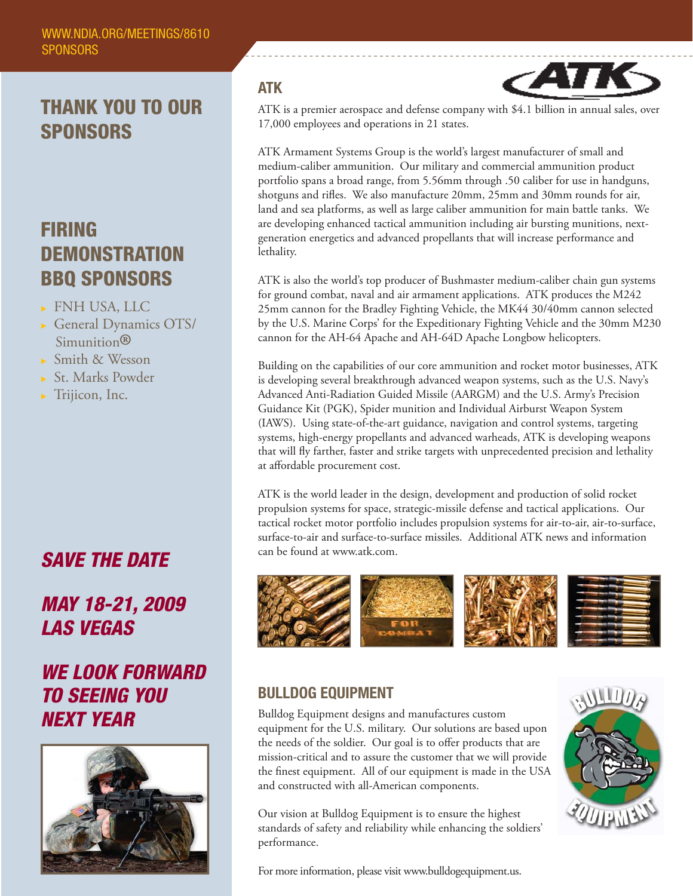# THANK YOU TO OUR SPONSORS

## FIRING DEMONSTRATION BBQ SPONSORS

- FNH USA, LLC
- General Dynamics OTS/ Simunition®
- Smith & Wesson
- St. Marks Powder
- Trijicon, Inc.

***SAVE THE DATE***

***MAY 18-21, 2009 LAS VEGAS***

***WE LOOK FORWARD TO SEEING YOU NEXT YEAR***

## ATK

ATK is a premier aerospace and defense company with $4.1 billion in annual sales, over 17,000 employees and operations in 21 states.

ATK Armament Systems Group is the world's largest manufacturer of small and medium-caliber ammunition. Our military and commercial ammunition product portfolio spans a broad range, from 5.56mm through .50 caliber for use in handguns, shotguns and rifles. We also manufacture 20mm, 25mm and 30mm rounds for air, land and sea platforms, as well as large caliber ammunition for main battle tanks. We are developing enhanced tactical ammunition including air bursting munitions, next-generation energetics and advanced propellants that will increase performance and lethality.

ATK is also the world's top producer of Bushmaster medium-caliber chain gun systems for ground combat, naval and air armament applications. ATK produces the M242 25mm cannon for the Bradley Fighting Vehicle, the MK44 30/40mm cannon selected by the U.S. Marine Corps' for the Expeditionary Fighting Vehicle and the 30mm M230 cannon for the AH-64 Apache and AH-64D Apache Longbow helicopters.

Building on the capabilities of our core ammunition and rocket motor businesses, ATK is developing several breakthrough advanced weapon systems, such as the U.S. Navy's Advanced Anti-Radiation Guided Missile (AARGM) and the U.S. Army's Precision Guidance Kit (PGK), Spider munition and Individual Airburst Weapon System (IAWS). Using state-of-the-art guidance, navigation and control systems, targeting systems, high-energy propellants and advanced warheads, ATK is developing weapons that will fly farther, faster and strike targets with unprecedented precision and lethality at affordable procurement cost.

ATK is the world leader in the design, development and production of solid rocket propulsion systems for space, strategic-missile defense and tactical applications. Our tactical rocket motor portfolio includes propulsion systems for air-to-air, air-to-surface, surface-to-air and surface-to-surface missiles. Additional ATK news and information can be found at www.atk.com.

## BULLDOG EQUIPMENT

Bulldog Equipment designs and manufactures custom equipment for the U.S. military. Our solutions are based upon the needs of the soldier. Our goal is to offer products that are mission-critical and to assure the customer that we will provide the finest equipment. All of our equipment is made in the USA and constructed with all-American components.

Our vision at Bulldog Equipment is to ensure the highest standards of safety and reliability while enhancing the soldiers' performance.

For more information, please visit www.bulldogequipment.us.